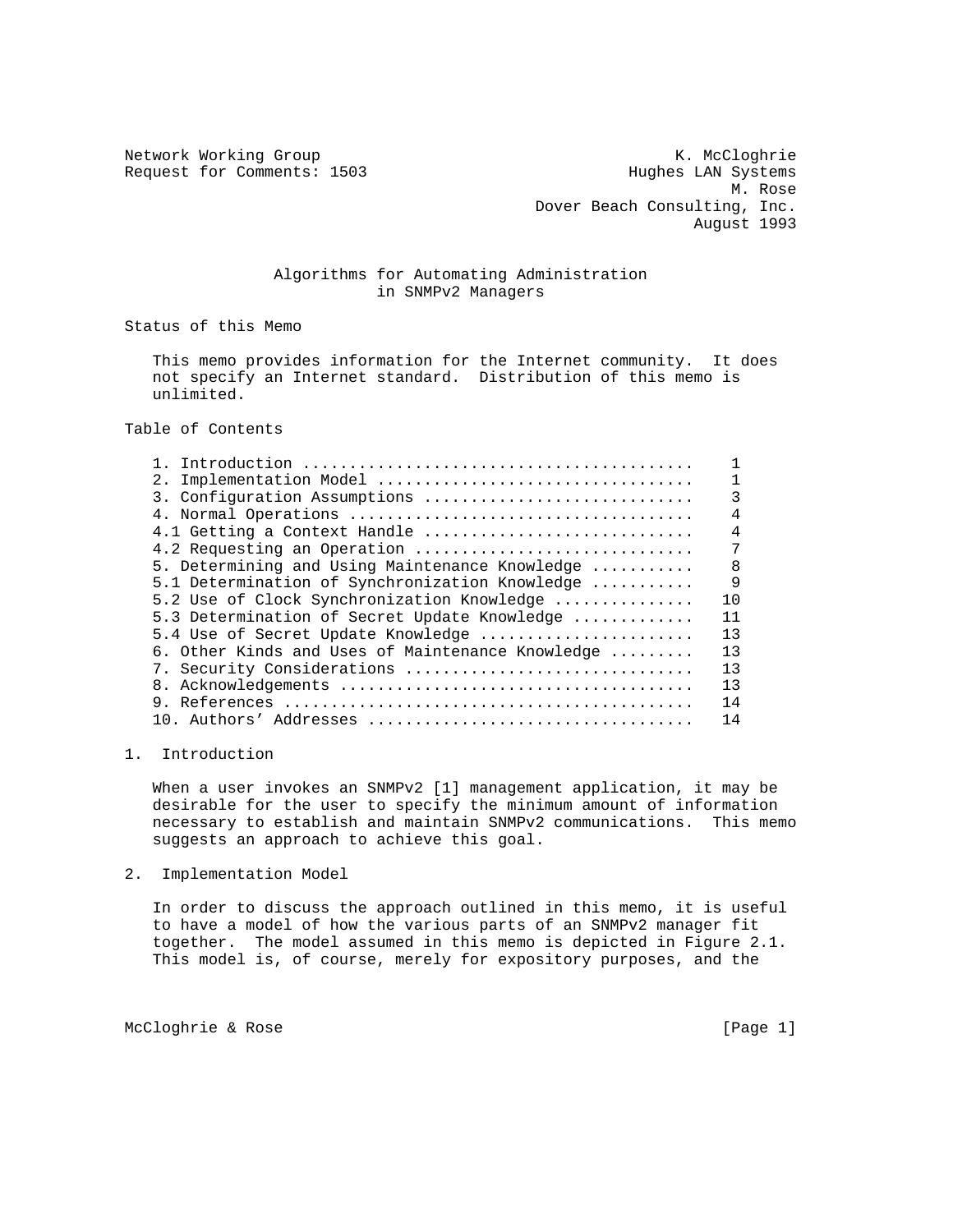Network Working Group K. McCloghrie
Request for Comments: 1503 Hughes LAN Systems
M. Rose
Dover Beach Consulting, Inc.
August 1993

# Algorithms for Automating Administration in SNMPv2 Managers

## Status of this Memo

This memo provides information for the Internet community. It does not specify an Internet standard. Distribution of this memo is unlimited.

## Table of Contents

```
1. Introduction .........................................    1
2. Implementation Model .................................    1
3. Configuration Assumptions ............................    3
4. Normal Operations ....................................    4
4.1 Getting a Context Handle ............................    4
4.2 Requesting an Operation .............................    7
5. Determining and Using Maintenance Knowledge ..........    8
5.1 Determination of Synchronization Knowledge ..........    9
5.2 Use of Clock Synchronization Knowledge ..............   10
5.3 Determination of Secret Update Knowledge ............   11
5.4 Use of Secret Update Knowledge ......................   13
6. Other Kinds and Uses of Maintenance Knowledge ........   13
7. Security Considerations ..............................   13
8. Acknowledgements .....................................   13
9. References ...........................................   14
10. Authors' Addresses ..................................   14
```

## 1. Introduction

When a user invokes an SNMPv2 [1] management application, it may be desirable for the user to specify the minimum amount of information necessary to establish and maintain SNMPv2 communications. This memo suggests an approach to achieve this goal.

## 2. Implementation Model

In order to discuss the approach outlined in this memo, it is useful to have a model of how the various parts of an SNMPv2 manager fit together. The model assumed in this memo is depicted in Figure 2.1. This model is, of course, merely for expository purposes, and the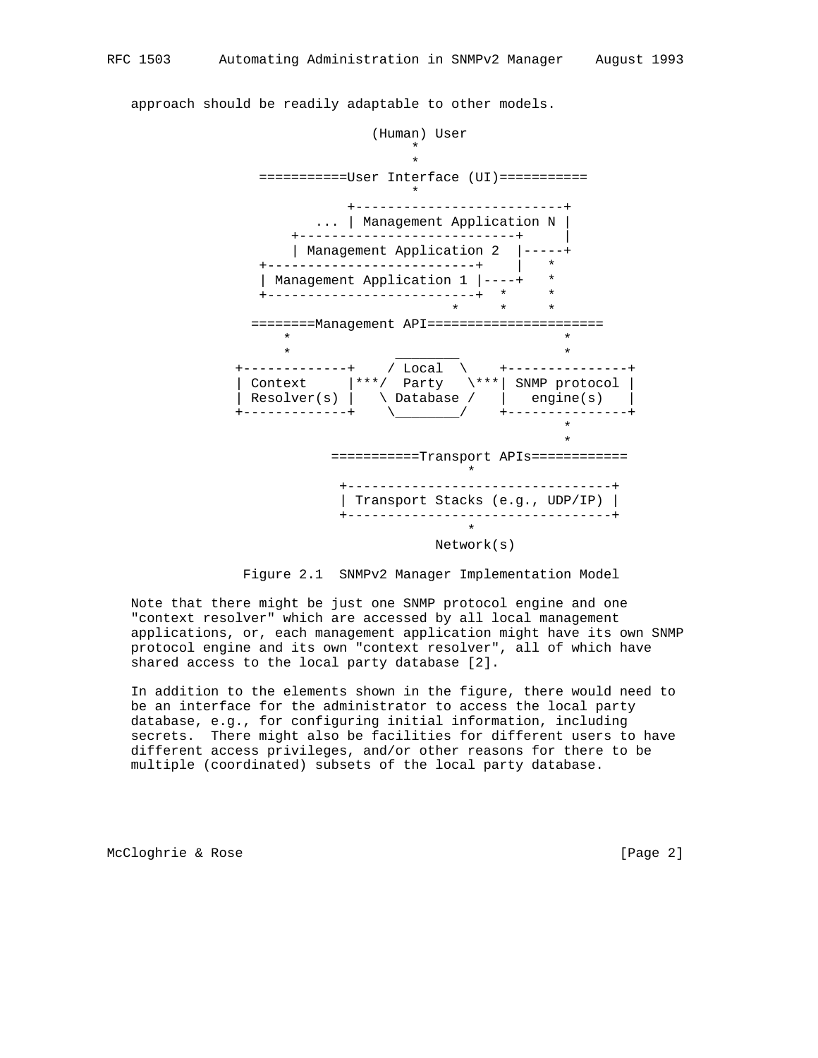approach should be readily adaptable to other models.

```
                           (Human) User
                                *
                                *
                ===========User Interface (UI)===========
                                *
                      +--------------------------+
                  ... | Management Application N |
                  +---------------------------+    |
                  | Management Application 2  |-----+
              +--------------------------+    |   *
              | Management Application 1 |----+   *
              +--------------------------+  *     *
                                      *     *     *
             ========Management API======================
                 *                                  *
                 *            ________              *
          +-------------+    / Local  \    +---------------+
          | Context     |***/  Party   \***| SNMP protocol |
          | Resolver(s) |   \ Database /   |   engine(s)   |
          +-------------+    \________/    +---------------+
                                                    *
                                                    *
                      ===========Transport APIs============
                                      *
                       +---------------------------------+
                       | Transport Stacks (e.g., UDP/IP) |
                       +---------------------------------+
                                      *
                                  Network(s)
```

Figure 2.1 SNMPv2 Manager Implementation Model

Note that there might be just one SNMP protocol engine and one "context resolver" which are accessed by all local management applications, or, each management application might have its own SNMP protocol engine and its own "context resolver", all of which have shared access to the local party database [2].

In addition to the elements shown in the figure, there would need to be an interface for the administrator to access the local party database, e.g., for configuring initial information, including secrets. There might also be facilities for different users to have different access privileges, and/or other reasons for there to be multiple (coordinated) subsets of the local party database.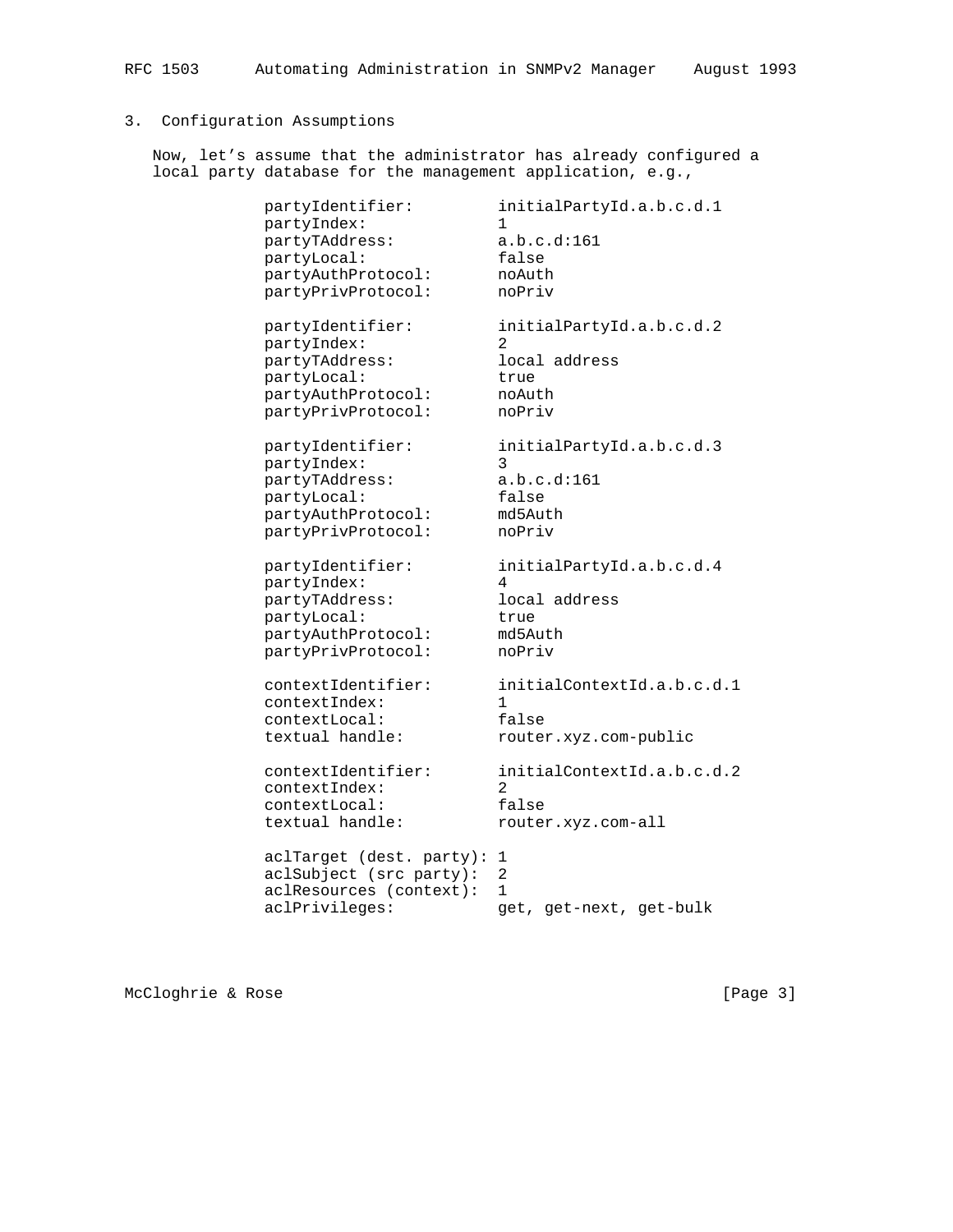## 3. Configuration Assumptions

Now, let's assume that the administrator has already configured a local party database for the management application, e.g.,

```
partyIdentifier:         initialPartyId.a.b.c.d.1
partyIndex:              1
partyTAddress:           a.b.c.d:161
partyLocal:              false
partyAuthProtocol:       noAuth
partyPrivProtocol:       noPriv

partyIdentifier:         initialPartyId.a.b.c.d.2
partyIndex:              2
partyTAddress:           local address
partyLocal:              true
partyAuthProtocol:       noAuth
partyPrivProtocol:       noPriv

partyIdentifier:         initialPartyId.a.b.c.d.3
partyIndex:              3
partyTAddress:           a.b.c.d:161
partyLocal:              false
partyAuthProtocol:       md5Auth
partyPrivProtocol:       noPriv

partyIdentifier:         initialPartyId.a.b.c.d.4
partyIndex:              4
partyTAddress:           local address
partyLocal:              true
partyAuthProtocol:       md5Auth
partyPrivProtocol:       noPriv

contextIdentifier:       initialContextId.a.b.c.d.1
contextIndex:            1
contextLocal:            false
textual handle:          router.xyz.com-public

contextIdentifier:       initialContextId.a.b.c.d.2
contextIndex:            2
contextLocal:            false
textual handle:          router.xyz.com-all

aclTarget (dest. party): 1
aclSubject (src party):  2
aclResources (context):  1
aclPrivileges:           get, get-next, get-bulk
```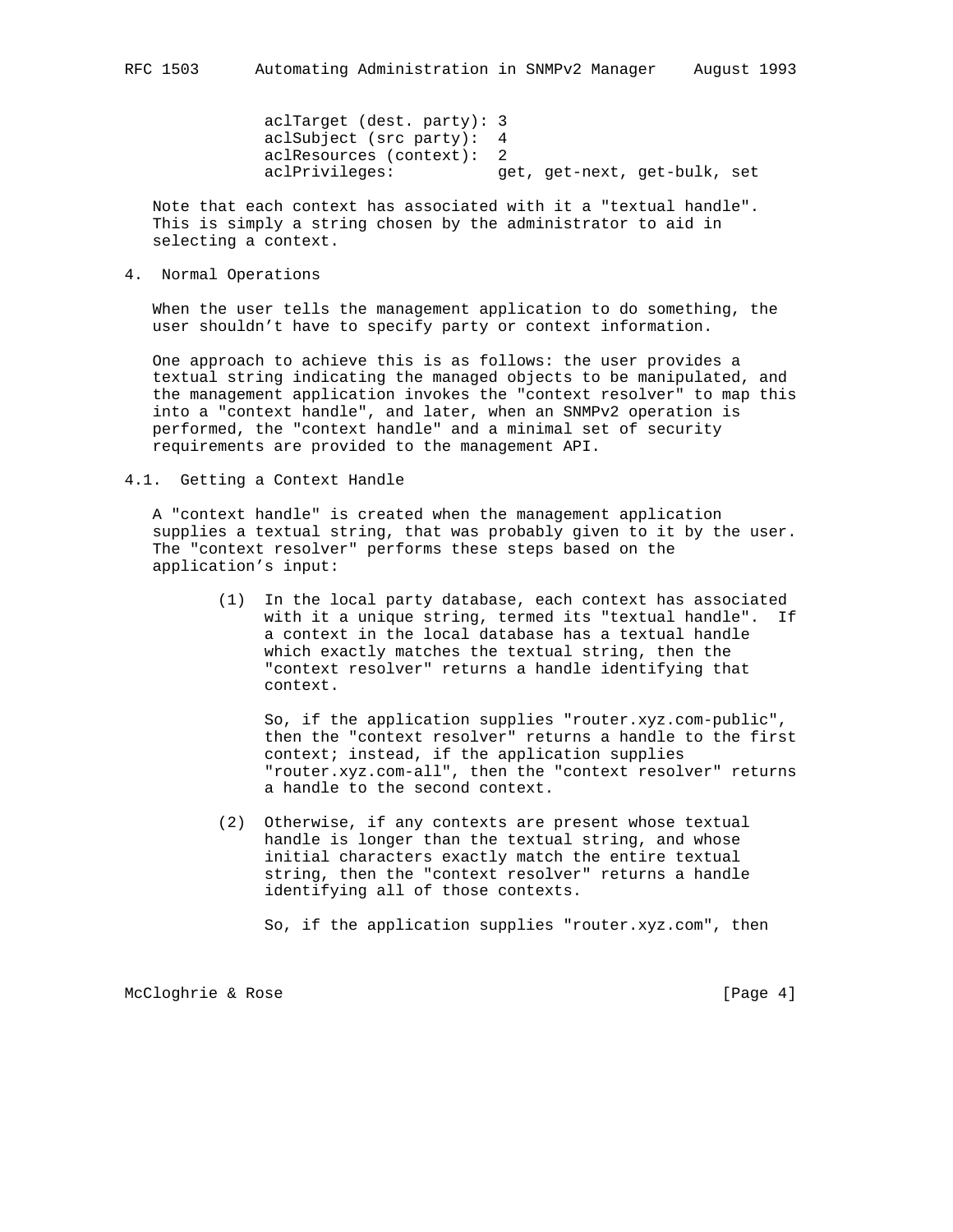```
aclTarget (dest. party): 3
aclSubject (src party):  4
aclResources (context):  2
aclPrivileges:           get, get-next, get-bulk, set
```

Note that each context has associated with it a "textual handle". This is simply a string chosen by the administrator to aid in selecting a context.

## 4. Normal Operations

When the user tells the management application to do something, the user shouldn't have to specify party or context information.

One approach to achieve this is as follows: the user provides a textual string indicating the managed objects to be manipulated, and the management application invokes the "context resolver" to map this into a "context handle", and later, when an SNMPv2 operation is performed, the "context handle" and a minimal set of security requirements are provided to the management API.

### 4.1. Getting a Context Handle

A "context handle" is created when the management application supplies a textual string, that was probably given to it by the user. The "context resolver" performs these steps based on the application's input:

(1) In the local party database, each context has associated with it a unique string, termed its "textual handle". If a context in the local database has a textual handle which exactly matches the textual string, then the "context resolver" returns a handle identifying that context.

So, if the application supplies "router.xyz.com-public", then the "context resolver" returns a handle to the first context; instead, if the application supplies "router.xyz.com-all", then the "context resolver" returns a handle to the second context.

(2) Otherwise, if any contexts are present whose textual handle is longer than the textual string, and whose initial characters exactly match the entire textual string, then the "context resolver" returns a handle identifying all of those contexts.

So, if the application supplies "router.xyz.com", then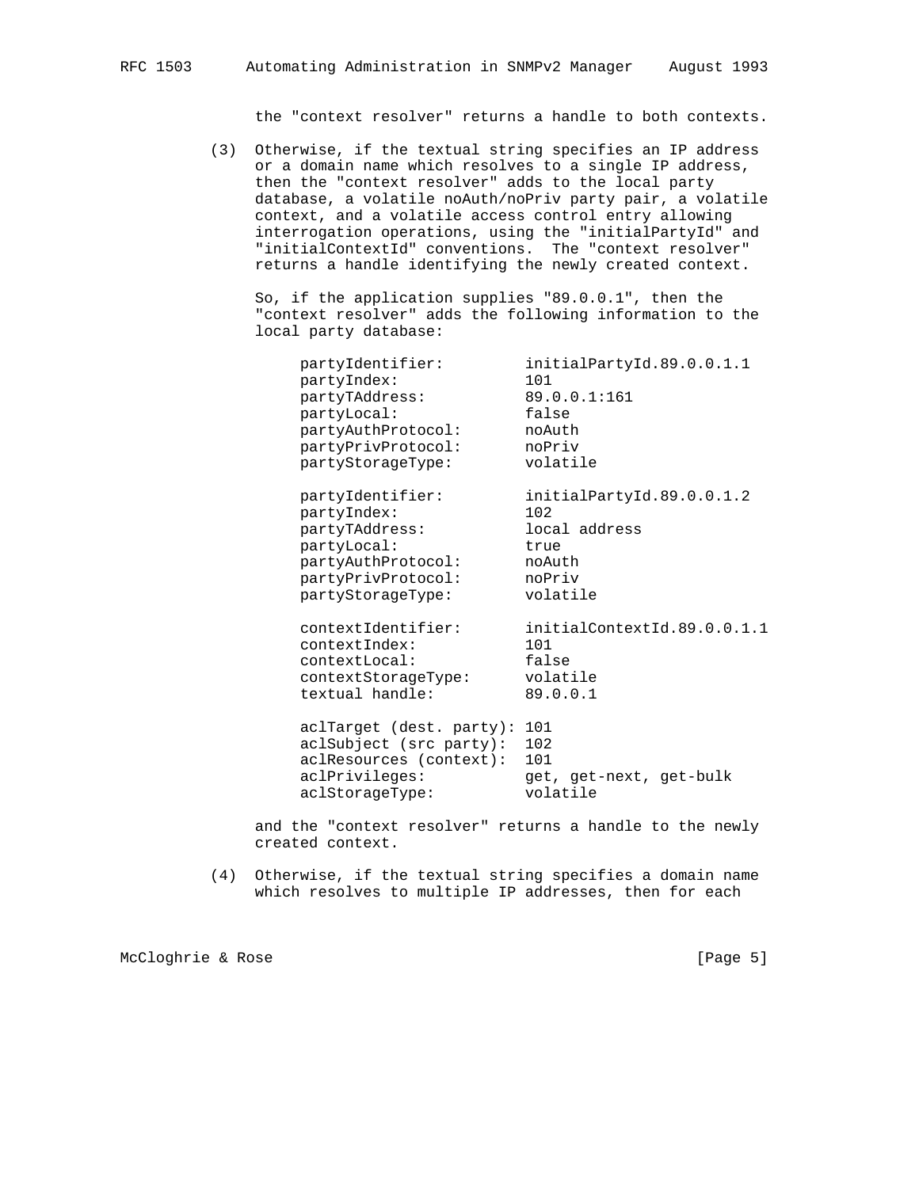the "context resolver" returns a handle to both contexts.

(3) Otherwise, if the textual string specifies an IP address or a domain name which resolves to a single IP address, then the "context resolver" adds to the local party database, a volatile noAuth/noPriv party pair, a volatile context, and a volatile access control entry allowing interrogation operations, using the "initialPartyId" and "initialContextId" conventions. The "context resolver" returns a handle identifying the newly created context.

So, if the application supplies "89.0.0.1", then the "context resolver" adds the following information to the local party database:

```
partyIdentifier:         initialPartyId.89.0.0.1.1
partyIndex:              101
partyTAddress:           89.0.0.1:161
partyLocal:              false
partyAuthProtocol:       noAuth
partyPrivProtocol:       noPriv
partyStorageType:        volatile

partyIdentifier:         initialPartyId.89.0.0.1.2
partyIndex:              102
partyTAddress:           local address
partyLocal:              true
partyAuthProtocol:       noAuth
partyPrivProtocol:       noPriv
partyStorageType:        volatile

contextIdentifier:       initialContextId.89.0.0.1.1
contextIndex:            101
contextLocal:            false
contextStorageType:      volatile
textual handle:          89.0.0.1

aclTarget (dest. party): 101
aclSubject (src party):  102
aclResources (context):  101
aclPrivileges:           get, get-next, get-bulk
aclStorageType:          volatile
```

and the "context resolver" returns a handle to the newly created context.

(4) Otherwise, if the textual string specifies a domain name which resolves to multiple IP addresses, then for each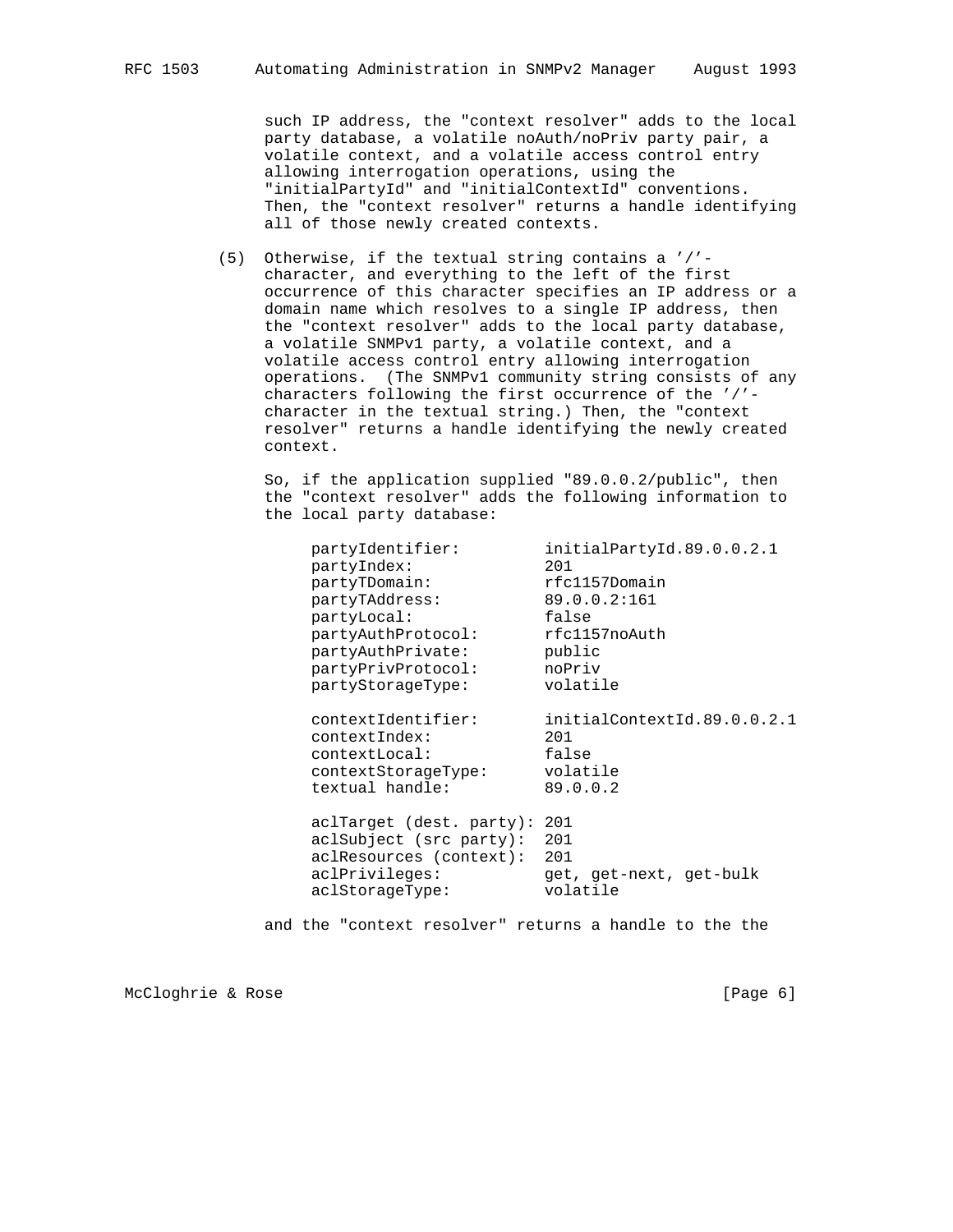such IP address, the "context resolver" adds to the local party database, a volatile noAuth/noPriv party pair, a volatile context, and a volatile access control entry allowing interrogation operations, using the "initialPartyId" and "initialContextId" conventions. Then, the "context resolver" returns a handle identifying all of those newly created contexts.

(5) Otherwise, if the textual string contains a '/'-character, and everything to the left of the first occurrence of this character specifies an IP address or a domain name which resolves to a single IP address, then the "context resolver" adds to the local party database, a volatile SNMPv1 party, a volatile context, and a volatile access control entry allowing interrogation operations. (The SNMPv1 community string consists of any characters following the first occurrence of the '/'-character in the textual string.) Then, the "context resolver" returns a handle identifying the newly created context.

So, if the application supplied "89.0.0.2/public", then the "context resolver" adds the following information to the local party database:

```
partyIdentifier:         initialPartyId.89.0.0.2.1
partyIndex:              201
partyTDomain:            rfc1157Domain
partyTAddress:           89.0.0.2:161
partyLocal:              false
partyAuthProtocol:       rfc1157noAuth
partyAuthPrivate:        public
partyPrivProtocol:       noPriv
partyStorageType:        volatile

contextIdentifier:       initialContextId.89.0.0.2.1
contextIndex:            201
contextLocal:            false
contextStorageType:      volatile
textual handle:          89.0.0.2

aclTarget (dest. party): 201
aclSubject (src party):  201
aclResources (context):  201
aclPrivileges:           get, get-next, get-bulk
aclStorageType:          volatile
```

and the "context resolver" returns a handle to the the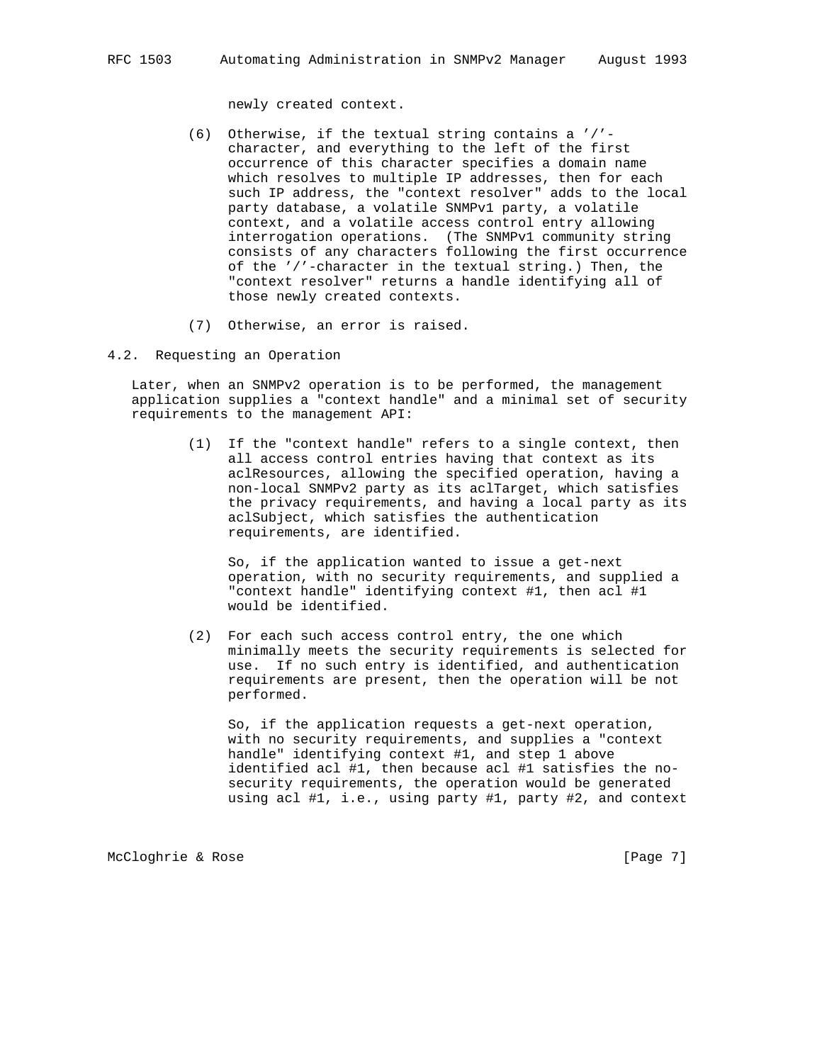newly created context.

(6) Otherwise, if the textual string contains a '/'-character, and everything to the left of the first occurrence of this character specifies a domain name which resolves to multiple IP addresses, then for each such IP address, the "context resolver" adds to the local party database, a volatile SNMPv1 party, a volatile context, and a volatile access control entry allowing interrogation operations. (The SNMPv1 community string consists of any characters following the first occurrence of the '/'-character in the textual string.) Then, the "context resolver" returns a handle identifying all of those newly created contexts.

(7) Otherwise, an error is raised.

## 4.2. Requesting an Operation

Later, when an SNMPv2 operation is to be performed, the management application supplies a "context handle" and a minimal set of security requirements to the management API:

(1) If the "context handle" refers to a single context, then all access control entries having that context as its aclResources, allowing the specified operation, having a non-local SNMPv2 party as its aclTarget, which satisfies the privacy requirements, and having a local party as its aclSubject, which satisfies the authentication requirements, are identified.

So, if the application wanted to issue a get-next operation, with no security requirements, and supplied a "context handle" identifying context #1, then acl #1 would be identified.

(2) For each such access control entry, the one which minimally meets the security requirements is selected for use. If no such entry is identified, and authentication requirements are present, then the operation will be not performed.

So, if the application requests a get-next operation, with no security requirements, and supplies a "context handle" identifying context #1, and step 1 above identified acl #1, then because acl #1 satisfies the no-security requirements, the operation would be generated using acl #1, i.e., using party #1, party #2, and context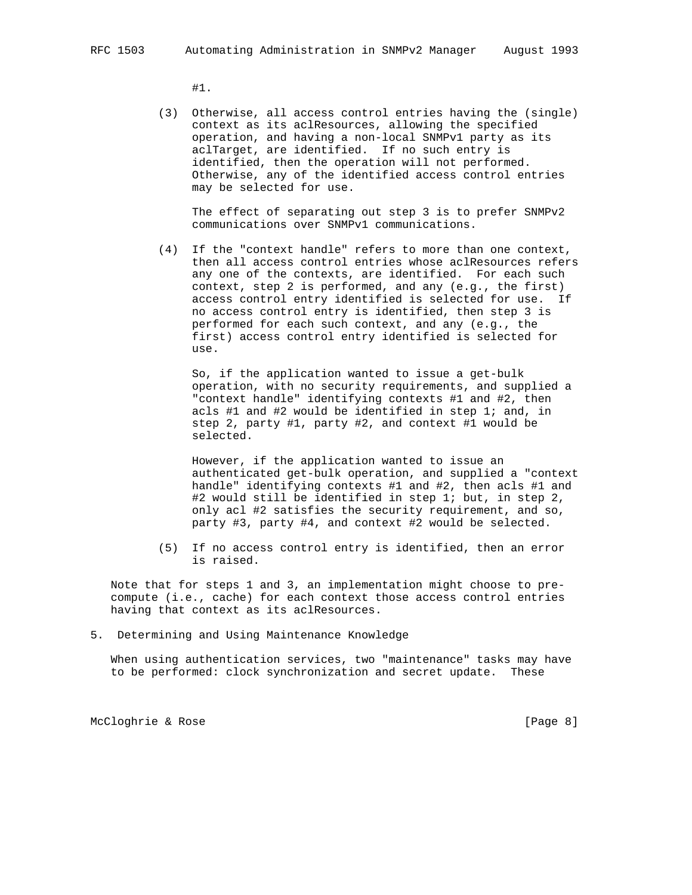#1.

(3) Otherwise, all access control entries having the (single) context as its aclResources, allowing the specified operation, and having a non-local SNMPv1 party as its aclTarget, are identified. If no such entry is identified, then the operation will not performed. Otherwise, any of the identified access control entries may be selected for use.

The effect of separating out step 3 is to prefer SNMPv2 communications over SNMPv1 communications.

(4) If the "context handle" refers to more than one context, then all access control entries whose aclResources refers any one of the contexts, are identified. For each such context, step 2 is performed, and any (e.g., the first) access control entry identified is selected for use. If no access control entry is identified, then step 3 is performed for each such context, and any (e.g., the first) access control entry identified is selected for use.

So, if the application wanted to issue a get-bulk operation, with no security requirements, and supplied a "context handle" identifying contexts #1 and #2, then acls #1 and #2 would be identified in step 1; and, in step 2, party #1, party #2, and context #1 would be selected.

However, if the application wanted to issue an authenticated get-bulk operation, and supplied a "context handle" identifying contexts #1 and #2, then acls #1 and #2 would still be identified in step 1; but, in step 2, only acl #2 satisfies the security requirement, and so, party #3, party #4, and context #2 would be selected.

(5) If no access control entry is identified, then an error is raised.

Note that for steps 1 and 3, an implementation might choose to pre-compute (i.e., cache) for each context those access control entries having that context as its aclResources.

## 5. Determining and Using Maintenance Knowledge

When using authentication services, two "maintenance" tasks may have to be performed: clock synchronization and secret update. These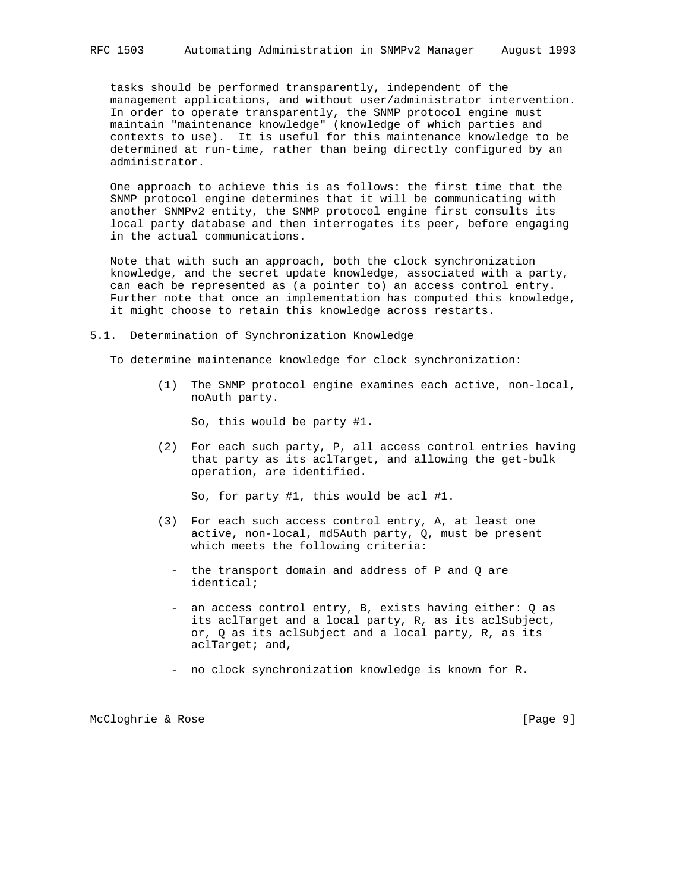tasks should be performed transparently, independent of the management applications, and without user/administrator intervention. In order to operate transparently, the SNMP protocol engine must maintain "maintenance knowledge" (knowledge of which parties and contexts to use). It is useful for this maintenance knowledge to be determined at run-time, rather than being directly configured by an administrator.

One approach to achieve this is as follows: the first time that the SNMP protocol engine determines that it will be communicating with another SNMPv2 entity, the SNMP protocol engine first consults its local party database and then interrogates its peer, before engaging in the actual communications.

Note that with such an approach, both the clock synchronization knowledge, and the secret update knowledge, associated with a party, can each be represented as (a pointer to) an access control entry. Further note that once an implementation has computed this knowledge, it might choose to retain this knowledge across restarts.

## 5.1. Determination of Synchronization Knowledge

To determine maintenance knowledge for clock synchronization:

(1) The SNMP protocol engine examines each active, non-local, noAuth party.

    So, this would be party #1.

(2) For each such party, P, all access control entries having that party as its aclTarget, and allowing the get-bulk operation, are identified.

    So, for party #1, this would be acl #1.

(3) For each such access control entry, A, at least one active, non-local, md5Auth party, Q, must be present which meets the following criteria:

  - the transport domain and address of P and Q are identical;

  - an access control entry, B, exists having either: Q as its aclTarget and a local party, R, as its aclSubject, or, Q as its aclSubject and a local party, R, as its aclTarget; and,

  - no clock synchronization knowledge is known for R.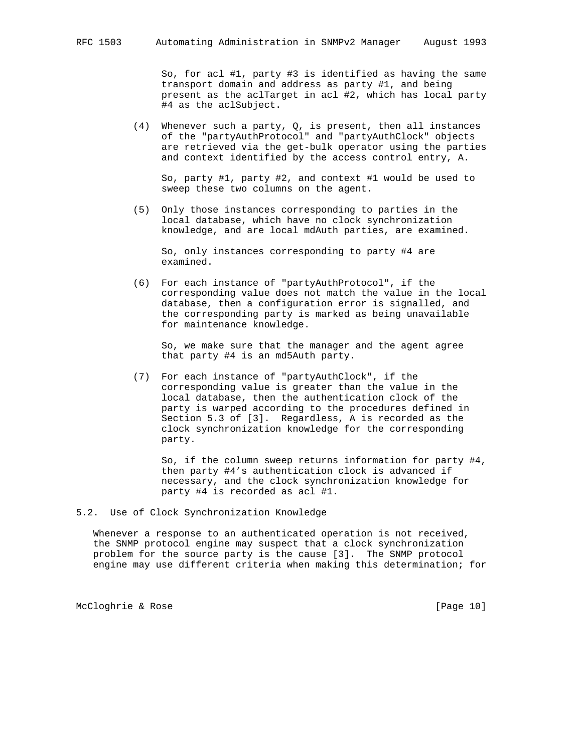So, for acl #1, party #3 is identified as having the same transport domain and address as party #1, and being present as the aclTarget in acl #2, which has local party #4 as the aclSubject.

(4) Whenever such a party, Q, is present, then all instances of the "partyAuthProtocol" and "partyAuthClock" objects are retrieved via the get-bulk operator using the parties and context identified by the access control entry, A.

So, party #1, party #2, and context #1 would be used to sweep these two columns on the agent.

(5) Only those instances corresponding to parties in the local database, which have no clock synchronization knowledge, and are local mdAuth parties, are examined.

So, only instances corresponding to party #4 are examined.

(6) For each instance of "partyAuthProtocol", if the corresponding value does not match the value in the local database, then a configuration error is signalled, and the corresponding party is marked as being unavailable for maintenance knowledge.

So, we make sure that the manager and the agent agree that party #4 is an md5Auth party.

(7) For each instance of "partyAuthClock", if the corresponding value is greater than the value in the local database, then the authentication clock of the party is warped according to the procedures defined in Section 5.3 of [3]. Regardless, A is recorded as the clock synchronization knowledge for the corresponding party.

So, if the column sweep returns information for party #4, then party #4's authentication clock is advanced if necessary, and the clock synchronization knowledge for party #4 is recorded as acl #1.

## 5.2. Use of Clock Synchronization Knowledge

Whenever a response to an authenticated operation is not received, the SNMP protocol engine may suspect that a clock synchronization problem for the source party is the cause [3]. The SNMP protocol engine may use different criteria when making this determination; for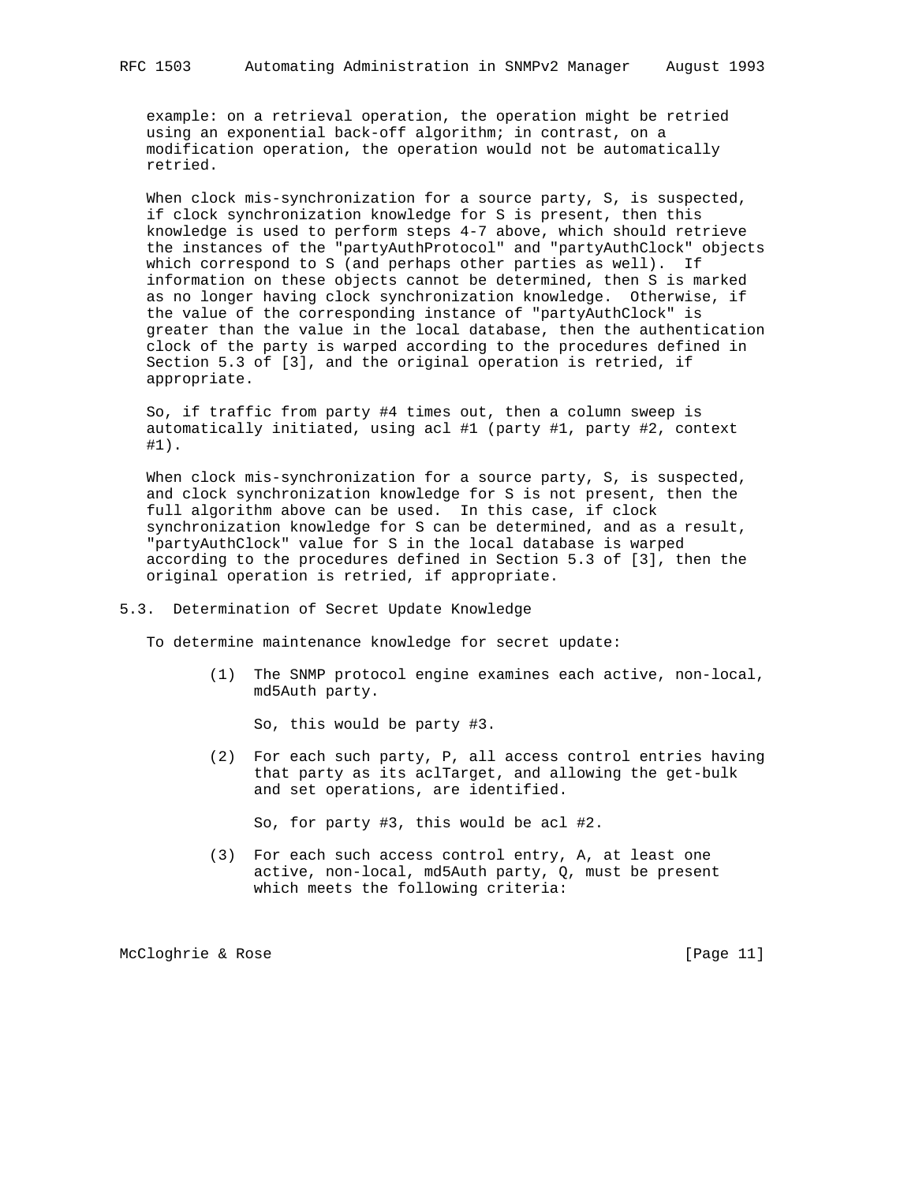example: on a retrieval operation, the operation might be retried using an exponential back-off algorithm; in contrast, on a modification operation, the operation would not be automatically retried.

When clock mis-synchronization for a source party, S, is suspected, if clock synchronization knowledge for S is present, then this knowledge is used to perform steps 4-7 above, which should retrieve the instances of the "partyAuthProtocol" and "partyAuthClock" objects which correspond to S (and perhaps other parties as well). If information on these objects cannot be determined, then S is marked as no longer having clock synchronization knowledge. Otherwise, if the value of the corresponding instance of "partyAuthClock" is greater than the value in the local database, then the authentication clock of the party is warped according to the procedures defined in Section 5.3 of [3], and the original operation is retried, if appropriate.

So, if traffic from party #4 times out, then a column sweep is automatically initiated, using acl #1 (party #1, party #2, context #1).

When clock mis-synchronization for a source party, S, is suspected, and clock synchronization knowledge for S is not present, then the full algorithm above can be used. In this case, if clock synchronization knowledge for S can be determined, and as a result, "partyAuthClock" value for S in the local database is warped according to the procedures defined in Section 5.3 of [3], then the original operation is retried, if appropriate.

## 5.3. Determination of Secret Update Knowledge

To determine maintenance knowledge for secret update:

(1) The SNMP protocol engine examines each active, non-local, md5Auth party.

So, this would be party #3.

(2) For each such party, P, all access control entries having that party as its aclTarget, and allowing the get-bulk and set operations, are identified.

So, for party #3, this would be acl #2.

(3) For each such access control entry, A, at least one active, non-local, md5Auth party, Q, must be present which meets the following criteria: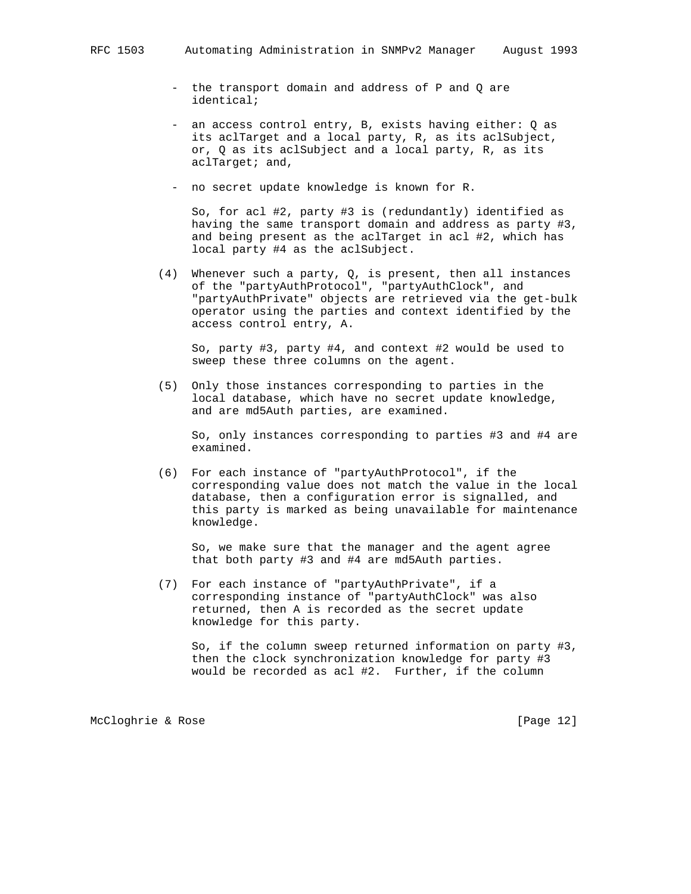- the transport domain and address of P and Q are identical;

- an access control entry, B, exists having either: Q as its aclTarget and a local party, R, as its aclSubject, or, Q as its aclSubject and a local party, R, as its aclTarget; and,

- no secret update knowledge is known for R.

  So, for acl #2, party #3 is (redundantly) identified as having the same transport domain and address as party #3, and being present as the aclTarget in acl #2, which has local party #4 as the aclSubject.

(4) Whenever such a party, Q, is present, then all instances of the "partyAuthProtocol", "partyAuthClock", and "partyAuthPrivate" objects are retrieved via the get-bulk operator using the parties and context identified by the access control entry, A.

    So, party #3, party #4, and context #2 would be used to sweep these three columns on the agent.

(5) Only those instances corresponding to parties in the local database, which have no secret update knowledge, and are md5Auth parties, are examined.

    So, only instances corresponding to parties #3 and #4 are examined.

(6) For each instance of "partyAuthProtocol", if the corresponding value does not match the value in the local database, then a configuration error is signalled, and this party is marked as being unavailable for maintenance knowledge.

    So, we make sure that the manager and the agent agree that both party #3 and #4 are md5Auth parties.

(7) For each instance of "partyAuthPrivate", if a corresponding instance of "partyAuthClock" was also returned, then A is recorded as the secret update knowledge for this party.

    So, if the column sweep returned information on party #3, then the clock synchronization knowledge for party #3 would be recorded as acl #2. Further, if the column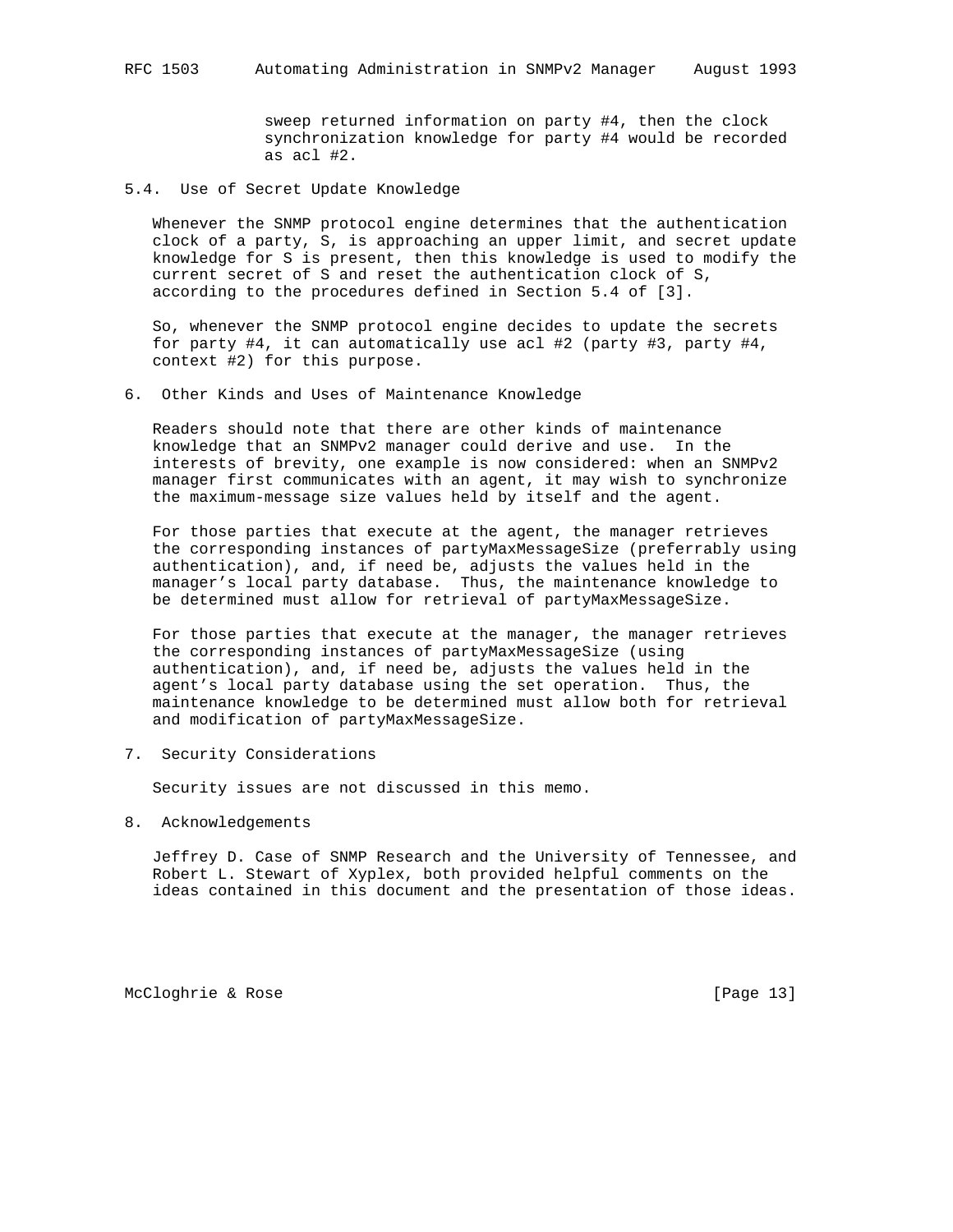sweep returned information on party #4, then the clock synchronization knowledge for party #4 would be recorded as acl #2.

## 5.4. Use of Secret Update Knowledge

Whenever the SNMP protocol engine determines that the authentication clock of a party, S, is approaching an upper limit, and secret update knowledge for S is present, then this knowledge is used to modify the current secret of S and reset the authentication clock of S, according to the procedures defined in Section 5.4 of [3].

So, whenever the SNMP protocol engine decides to update the secrets for party #4, it can automatically use acl #2 (party #3, party #4, context #2) for this purpose.

# 6. Other Kinds and Uses of Maintenance Knowledge

Readers should note that there are other kinds of maintenance knowledge that an SNMPv2 manager could derive and use. In the interests of brevity, one example is now considered: when an SNMPv2 manager first communicates with an agent, it may wish to synchronize the maximum-message size values held by itself and the agent.

For those parties that execute at the agent, the manager retrieves the corresponding instances of partyMaxMessageSize (preferrably using authentication), and, if need be, adjusts the values held in the manager's local party database. Thus, the maintenance knowledge to be determined must allow for retrieval of partyMaxMessageSize.

For those parties that execute at the manager, the manager retrieves the corresponding instances of partyMaxMessageSize (using authentication), and, if need be, adjusts the values held in the agent's local party database using the set operation. Thus, the maintenance knowledge to be determined must allow both for retrieval and modification of partyMaxMessageSize.

# 7. Security Considerations

Security issues are not discussed in this memo.

# 8. Acknowledgements

Jeffrey D. Case of SNMP Research and the University of Tennessee, and Robert L. Stewart of Xyplex, both provided helpful comments on the ideas contained in this document and the presentation of those ideas.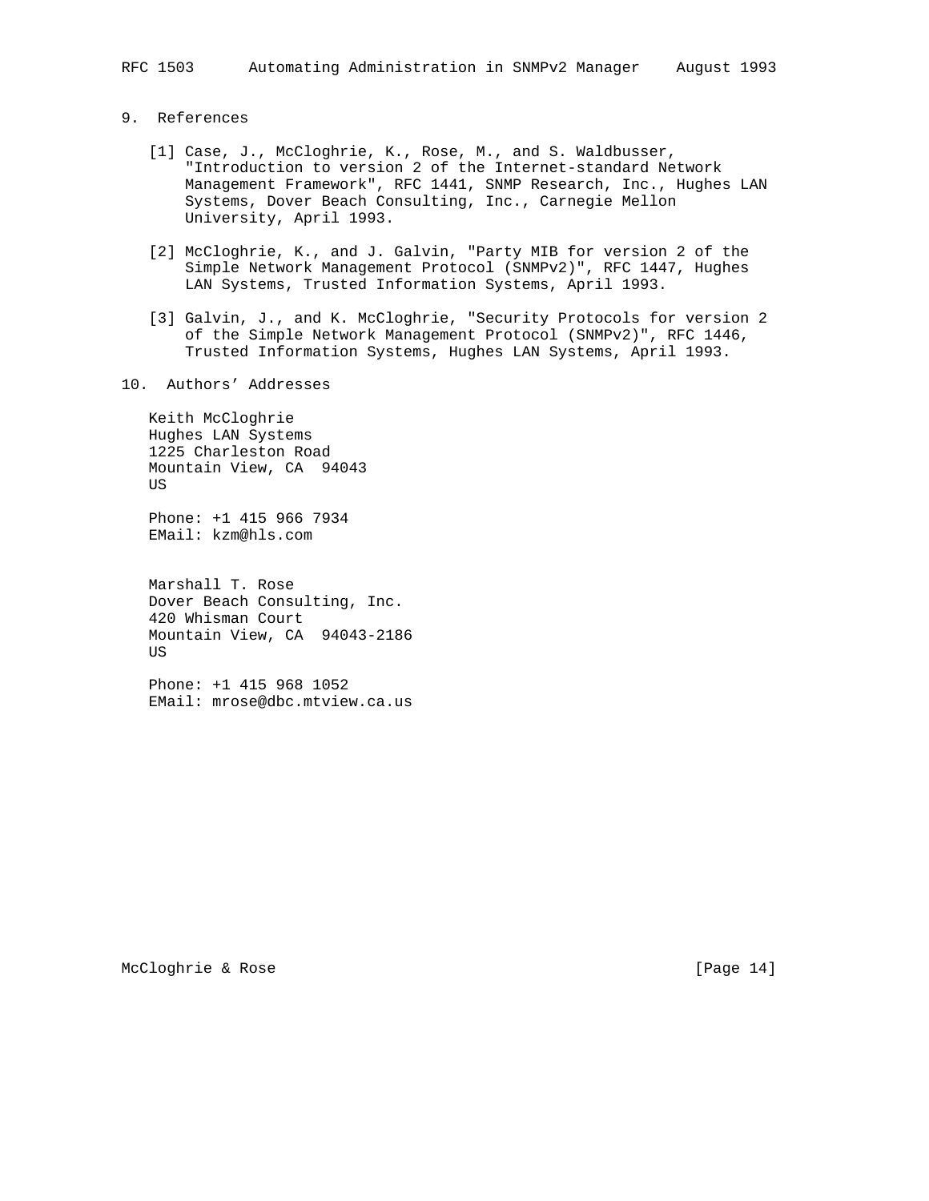## 9. References

[1] Case, J., McCloghrie, K., Rose, M., and S. Waldbusser, "Introduction to version 2 of the Internet-standard Network Management Framework", RFC 1441, SNMP Research, Inc., Hughes LAN Systems, Dover Beach Consulting, Inc., Carnegie Mellon University, April 1993.

[2] McCloghrie, K., and J. Galvin, "Party MIB for version 2 of the Simple Network Management Protocol (SNMPv2)", RFC 1447, Hughes LAN Systems, Trusted Information Systems, April 1993.

[3] Galvin, J., and K. McCloghrie, "Security Protocols for version 2 of the Simple Network Management Protocol (SNMPv2)", RFC 1446, Trusted Information Systems, Hughes LAN Systems, April 1993.

## 10. Authors' Addresses

Keith McCloghrie
Hughes LAN Systems
1225 Charleston Road
Mountain View, CA 94043
US

Phone: +1 415 966 7934
EMail: kzm@hls.com

Marshall T. Rose
Dover Beach Consulting, Inc.
420 Whisman Court
Mountain View, CA 94043-2186
US

Phone: +1 415 968 1052
EMail: mrose@dbc.mtview.ca.us